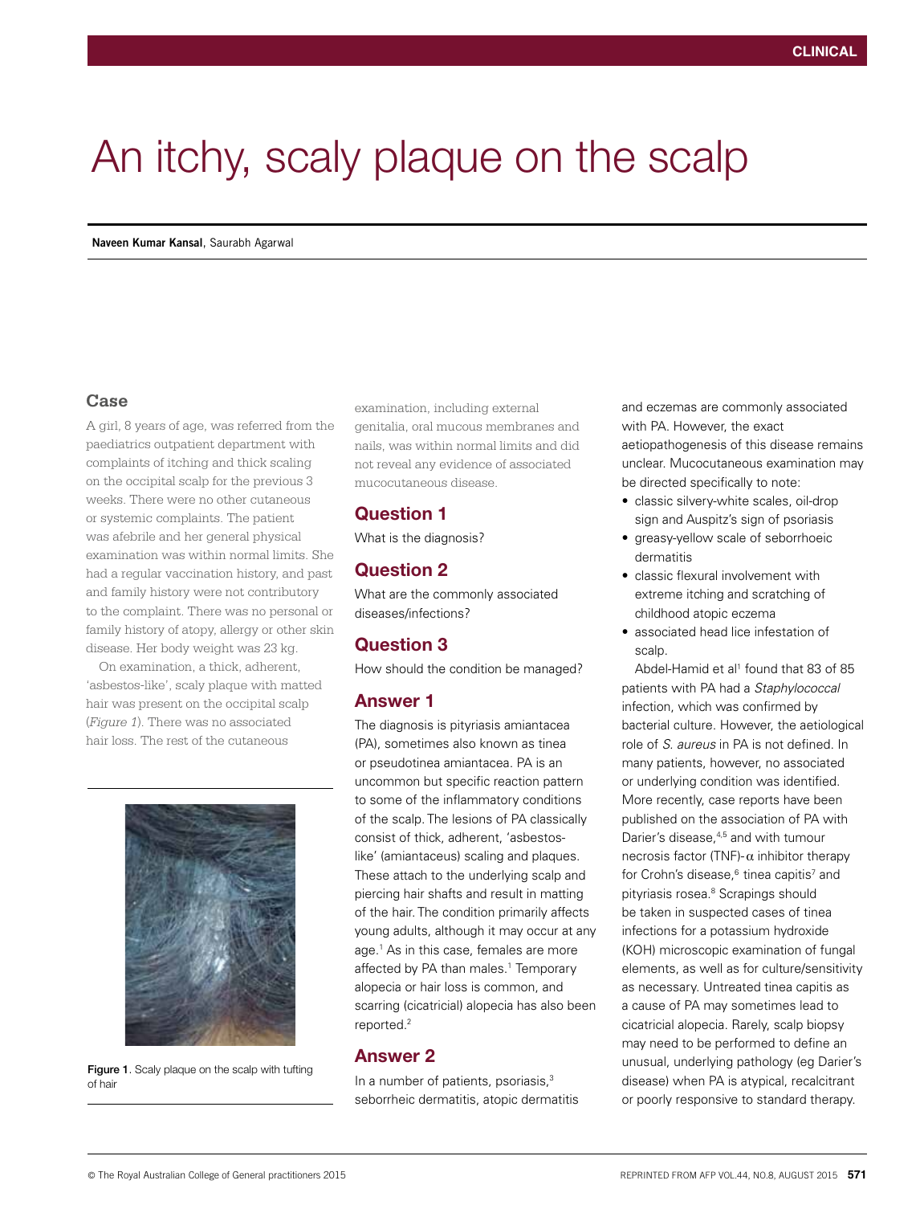# An itchy, scaly plaque on the scalp

**Naveen Kumar Kansal**, Saurabh Agarwal

## Case

A girl, 8 years of age, was referred from the paediatrics outpatient department with complaints of itching and thick scaling on the occipital scalp for the previous 3 weeks. There were no other cutaneous or systemic complaints. The patient was afebrile and her general physical examination was within normal limits. She had a regular vaccination history, and past and family history were not contributory to the complaint. There was no personal or family history of atopy, allergy or other skin disease. Her body weight was 23 kg.

On examination, a thick, adherent, 'asbestos-like', scaly plaque with matted hair was present on the occipital scalp (*Figure 1*). There was no associated hair loss. The rest of the cutaneous examination, including external genitalia, oral mucous membranes and nails, was within normal limits and did not reveal any evidence of associated mucocutaneous disease.

Figure 1. Scaly plaque on the scalp with tufting of hair

## Question 1

What is the diagnosis?

## Question 2

What are the commonly associated diseases/infections?

## Question 3

How should the condition be managed?

## Answer 1

The diagnosis is pityriasis amiantacea (PA), sometimes also known as tinea or pseudotinea amiantacea. PA is an uncommon but specific reaction pattern to some of the inflammatory conditions of the scalp. The lesions of PA classically consist of thick, adherent, 'asbestos-like' (amiantaceus) scaling and plaques. These attach to the underlying scalp and piercing hair shafts and result in matting of the hair. The condition primarily affects young adults, although it may occur at any age.[1] As in this case, females are more affected by PA than males.[1] Temporary alopecia or hair loss is common, and scarring (cicatricial) alopecia has also been reported.[2]

## Answer 2

In a number of patients, psoriasis,[3] seborrheic dermatitis, atopic dermatitis and eczemas are commonly associated with PA. However, the exact aetiopathogenesis of this disease remains unclear. Mucocutaneous examination may be directed specifically to note:

- classic silvery-white scales, oil-drop sign and Auspitz's sign of psoriasis
- greasy-yellow scale of seborrhoeic dermatitis
- classic flexural involvement with extreme itching and scratching of childhood atopic eczema
- associated head lice infestation of scalp.

Abdel-Hamid et al[1] found that 83 of 85 patients with PA had a *Staphylococcal* infection, which was confirmed by bacterial culture. However, the aetiological role of *S. aureus* in PA is not defined. In many patients, however, no associated or underlying condition was identified. More recently, case reports have been published on the association of PA with Darier's disease,[4,5] and with tumour necrosis factor (TNF)-$\alpha$ inhibitor therapy for Crohn's disease,[6] tinea capitis[7] and pityriasis rosea.[8] Scrapings should be taken in suspected cases of tinea infections for a potassium hydroxide (KOH) microscopic examination of fungal elements, as well as for culture/sensitivity as necessary. Untreated tinea capitis as a cause of PA may sometimes lead to cicatricial alopecia. Rarely, scalp biopsy may need to be performed to define an unusual, underlying pathology (eg Darier's disease) when PA is atypical, recalcitrant or poorly responsive to standard therapy.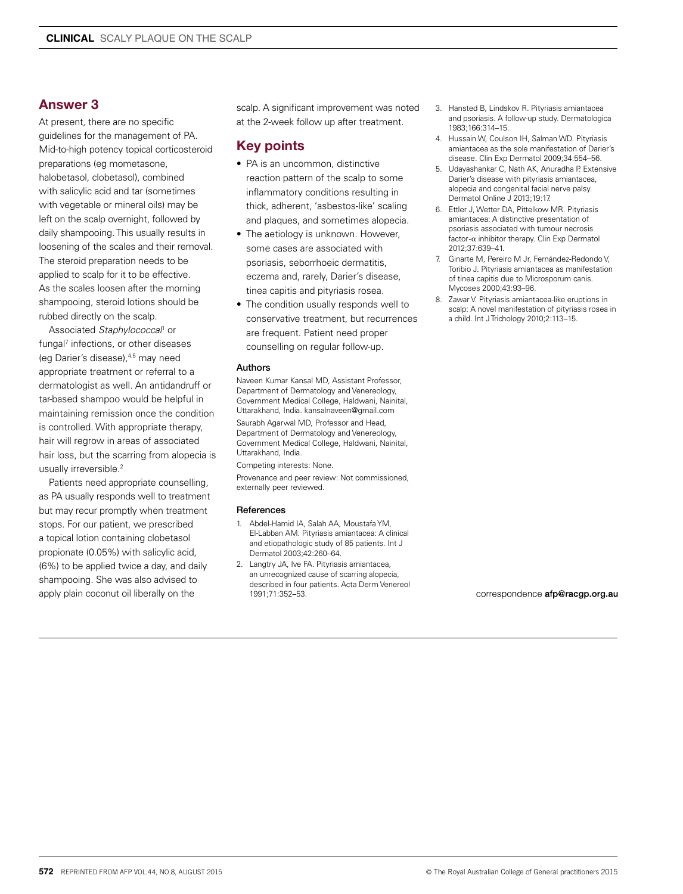## Answer 3

At present, there are no specific guidelines for the management of PA. Mid-to-high potency topical corticosteroid preparations (eg mometasone, halobetasol, clobetasol), combined with salicylic acid and tar (sometimes with vegetable or mineral oils) may be left on the scalp overnight, followed by daily shampooing. This usually results in loosening of the scales and their removal. The steroid preparation needs to be applied to scalp for it to be effective. As the scales loosen after the morning shampooing, steroid lotions should be rubbed directly on the scalp.

Associated *Staphylococcal*[1] or fungal[7] infections, or other diseases (eg Darier's disease),[4,5] may need appropriate treatment or referral to a dermatologist as well. An antidandruff or tar-based shampoo would be helpful in maintaining remission once the condition is controlled. With appropriate therapy, hair will regrow in areas of associated hair loss, but the scarring from alopecia is usually irreversible.[2]

Patients need appropriate counselling, as PA usually responds well to treatment but may recur promptly when treatment stops. For our patient, we prescribed a topical lotion containing clobetasol propionate (0.05%) with salicylic acid, (6%) to be applied twice a day, and daily shampooing. She was also advised to apply plain coconut oil liberally on the scalp. A significant improvement was noted at the 2-week follow up after treatment.

## Key points

- PA is an uncommon, distinctive reaction pattern of the scalp to some inflammatory conditions resulting in thick, adherent, 'asbestos-like' scaling and plaques, and sometimes alopecia.
- The aetiology is unknown. However, some cases are associated with psoriasis, seborrhoeic dermatitis, eczema and, rarely, Darier's disease, tinea capitis and pityriasis rosea.
- The condition usually responds well to conservative treatment, but recurrences are frequent. Patient need proper counselling on regular follow-up.

### Authors

Naveen Kumar Kansal MD, Assistant Professor, Department of Dermatology and Venereology, Government Medical College, Haldwani, Nainital, Uttarakhand, India. kansalnaveen@gmail.com

Saurabh Agarwal MD, Professor and Head, Department of Dermatology and Venereology, Government Medical College, Haldwani, Nainital, Uttarakhand, India.

Competing interests: None.

Provenance and peer review: Not commissioned, externally peer reviewed.

### References

1. Abdel-Hamid IA, Salah AA, Moustafa YM, El-Labban AM. Pityriasis amiantacea: A clinical and etiopathologic study of 85 patients. Int J Dermatol 2003;42:260–64.
2. Langtry JA, Ive FA. Pityriasis amiantacea, an unrecognized cause of scarring alopecia, described in four patients. Acta Derm Venereol 1991;71:352–53.
3. Hansted B, Lindskov R. Pityriasis amiantacea and psoriasis. A follow-up study. Dermatologica 1983;166:314–15.
4. Hussain W, Coulson IH, Salman WD. Pityriasis amiantacea as the sole manifestation of Darier's disease. Clin Exp Dermatol 2009;34:554–56.
5. Udayashankar C, Nath AK, Anuradha P. Extensive Darier's disease with pityriasis amiantacea, alopecia and congenital facial nerve palsy. Dermatol Online J 2013;19:17.
6. Ettler J, Wetter DA, Pittelkow MR. Pityriasis amiantacea: A distinctive presentation of psoriasis associated with tumour necrosis factor-$\alpha$ inhibitor therapy. Clin Exp Dermatol 2012;37:639–41.
7. Ginarte M, Pereiro M Jr, Fernández-Redondo V, Toribio J. Pityriasis amiantacea as manifestation of tinea capitis due to Microsporum canis. Mycoses 2000;43:93–96.
8. Zawar V. Pityriasis amiantacea-like eruptions in scalp: A novel manifestation of pityriasis rosea in a child. Int J Trichology 2010;2:113–15.

correspondence **afp@racgp.org.au**